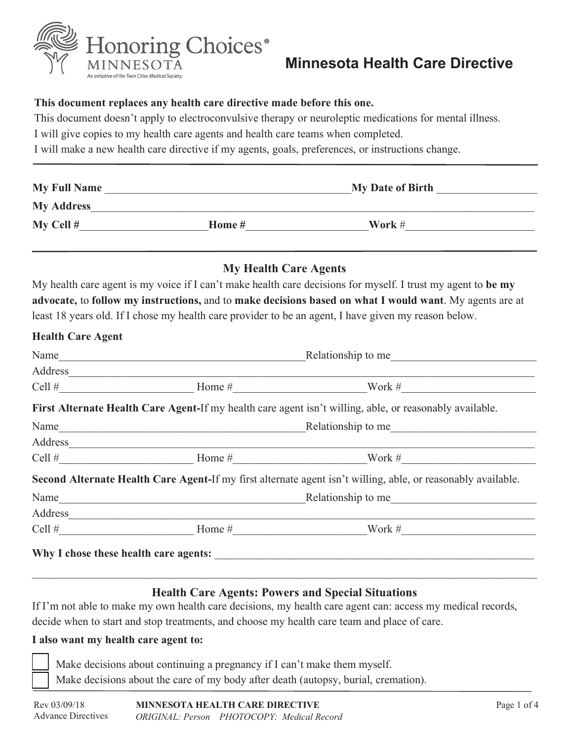Honoring Choices®
MINNESOTA
An initiative of the Twin Cities Medical Society.

# Minnesota Health Care Directive

**This document replaces any health care directive made before this one.**
This document doesn't apply to electroconvulsive therapy or neuroleptic medications for mental illness.
I will give copies to my health care agents and health care teams when completed.
I will make a new health care directive if my agents, goals, preferences, or instructions change.

---

**My Full Name** ______________________________________________**My Date of Birth** __________________
**My Address**_____________________________________________________________________________________
**My Cell #**________________________**Home #**______________________**Work #**________________________

---

## My Health Care Agents

My health care agent is my voice if I can't make health care decisions for myself. I trust my agent to **be my advocate,** to **follow my instructions,** and to **make decisions based on what I would want**. My agents are at least 18 years old. If I chose my health care provider to be an agent, I have given my reason below.

**Health Care Agent**

Name______________________________________________Relationship to me__________________________
Address______________________________________________________________________________________
Cell #________________________ Home #________________________Work #__________________________

**First Alternate Health Care Agent-**If my health care agent isn't willing, able, or reasonably available.

Name______________________________________________Relationship to me__________________________
Address______________________________________________________________________________________
Cell #________________________ Home #________________________Work #__________________________

**Second Alternate Health Care Agent-**If my first alternate agent isn't willing, able, or reasonably available.

Name______________________________________________Relationship to me__________________________
Address______________________________________________________________________________________
Cell #________________________ Home #________________________Work #__________________________

**Why I chose these health care agents:** ___________________________________________________________

_____________________________________________________________________________________________

## Health Care Agents: Powers and Special Situations

If I'm not able to make my own health care decisions, my health care agent can: access my medical records, decide when to start and stop treatments, and choose my health care team and place of care.

**I also want my health care agent to:**

- ☐ Make decisions about continuing a pregnancy if I can't make them myself.
- ☐ Make decisions about the care of my body after death (autopsy, burial, cremation).

Rev 03/09/18
Advance Directives

**MINNESOTA HEALTH CARE DIRECTIVE**
*ORIGINAL: Person PHOTOCOPY: Medical Record*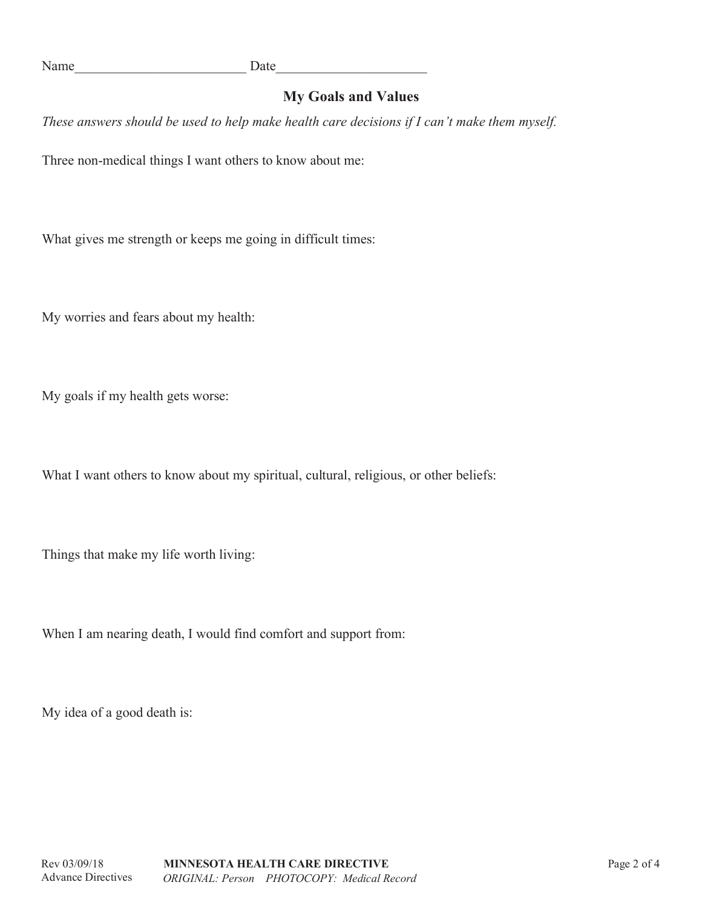Name_________________________ Date_____________________

## My Goals and Values

*These answers should be used to help make health care decisions if I can't make them myself.*

Three non-medical things I want others to know about me:

What gives me strength or keeps me going in difficult times:

My worries and fears about my health:

My goals if my health gets worse:

What I want others to know about my spiritual, cultural, religious, or other beliefs:

Things that make my life worth living:

When I am nearing death, I would find comfort and support from:

My idea of a good death is: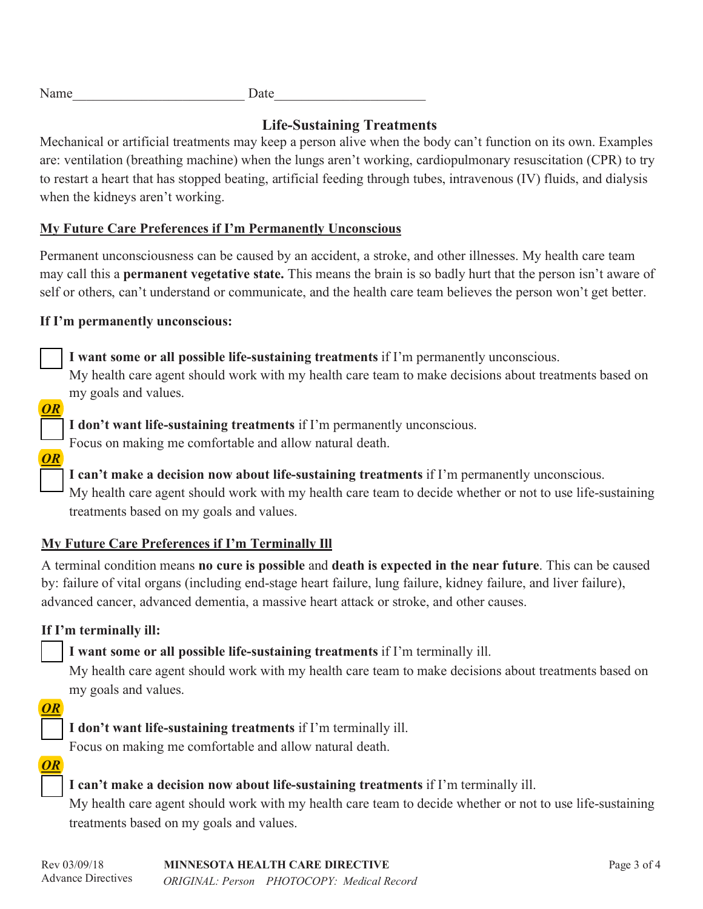Name________________________ Date_____________________

## Life-Sustaining Treatments

Mechanical or artificial treatments may keep a person alive when the body can't function on its own. Examples are: ventilation (breathing machine) when the lungs aren't working, cardiopulmonary resuscitation (CPR) to try to restart a heart that has stopped beating, artificial feeding through tubes, intravenous (IV) fluids, and dialysis when the kidneys aren't working.

### My Future Care Preferences if I'm Permanently Unconscious

Permanent unconsciousness can be caused by an accident, a stroke, and other illnesses. My health care team may call this a **permanent vegetative state.** This means the brain is so badly hurt that the person isn't aware of self or others, can't understand or communicate, and the health care team believes the person won't get better.

**If I'm permanently unconscious:**

☐ **I want some or all possible life-sustaining treatments** if I'm permanently unconscious.
My health care agent should work with my health care team to make decisions about treatments based on my goals and values.

***OR***

☐ **I don't want life-sustaining treatments** if I'm permanently unconscious.
Focus on making me comfortable and allow natural death.

***OR***

☐ **I can't make a decision now about life-sustaining treatments** if I'm permanently unconscious.
My health care agent should work with my health care team to decide whether or not to use life-sustaining treatments based on my goals and values.

### My Future Care Preferences if I'm Terminally Ill

A terminal condition means **no cure is possible** and **death is expected in the near future**. This can be caused by: failure of vital organs (including end-stage heart failure, lung failure, kidney failure, and liver failure), advanced cancer, advanced dementia, a massive heart attack or stroke, and other causes.

**If I'm terminally ill:**

☐ **I want some or all possible life-sustaining treatments** if I'm terminally ill.
My health care agent should work with my health care team to make decisions about treatments based on my goals and values.

***OR***

☐ **I don't want life-sustaining treatments** if I'm terminally ill.
Focus on making me comfortable and allow natural death.

***OR***

☐ **I can't make a decision now about life-sustaining treatments** if I'm terminally ill.
My health care agent should work with my health care team to decide whether or not to use life-sustaining treatments based on my goals and values.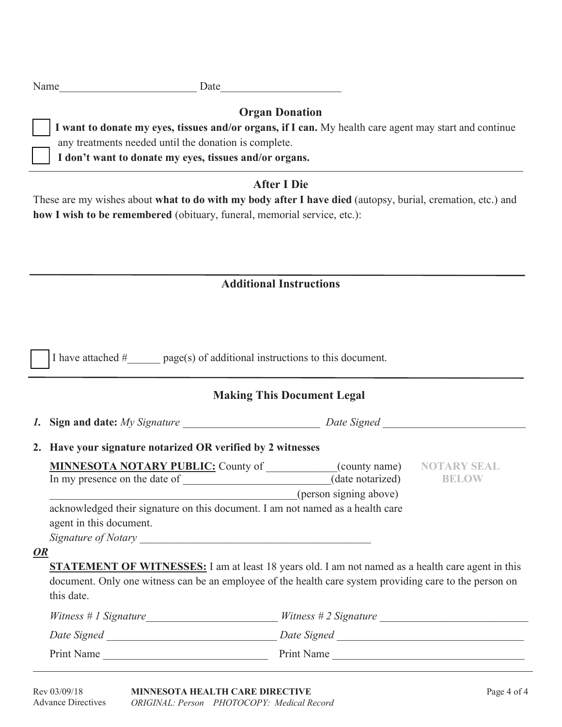Name_________________________ Date_____________________

## Organ Donation

☐ **I want to donate my eyes, tissues and/or organs, if I can.** My health care agent may start and continue any treatments needed until the donation is complete.

☐ **I don't want to donate my eyes, tissues and/or organs.**

---

## After I Die

These are my wishes about **what to do with my body after I have died** (autopsy, burial, cremation, etc.) and **how I wish to be remembered** (obituary, funeral, memorial service, etc.):

---

## Additional Instructions

☐ I have attached #______ page(s) of additional instructions to this document.

---

## Making This Document Legal

1. **Sign and date:** *My Signature* _________________________ *Date Signed* __________________________

2. **Have your signature notarized OR verified by 2 witnesses**

   **MINNESOTA NOTARY PUBLIC:** County of _____________(county name)
   In my presence on the date of ___________________________(date notarized)
   _____________________________________________(person signing above)
   acknowledged their signature on this document. I am not named as a health care agent in this document.
   *Signature of Notary* __________________________________________

   NOTARY SEAL BELOW

***OR***

**STATEMENT OF WITNESSES:** I am at least 18 years old. I am not named as a health care agent in this document. Only one witness can be an employee of the health care system providing care to the person on this date.

*Witness # 1 Signature*________________________ *Witness # 2 Signature* __________________________

*Date Signed* ______________________________ *Date Signed* __________________________________

Print Name ______________________________ Print Name __________________________________

---

Rev 03/09/18
Advance Directives

**MINNESOTA HEALTH CARE DIRECTIVE**
*ORIGINAL: Person PHOTOCOPY: Medical Record*